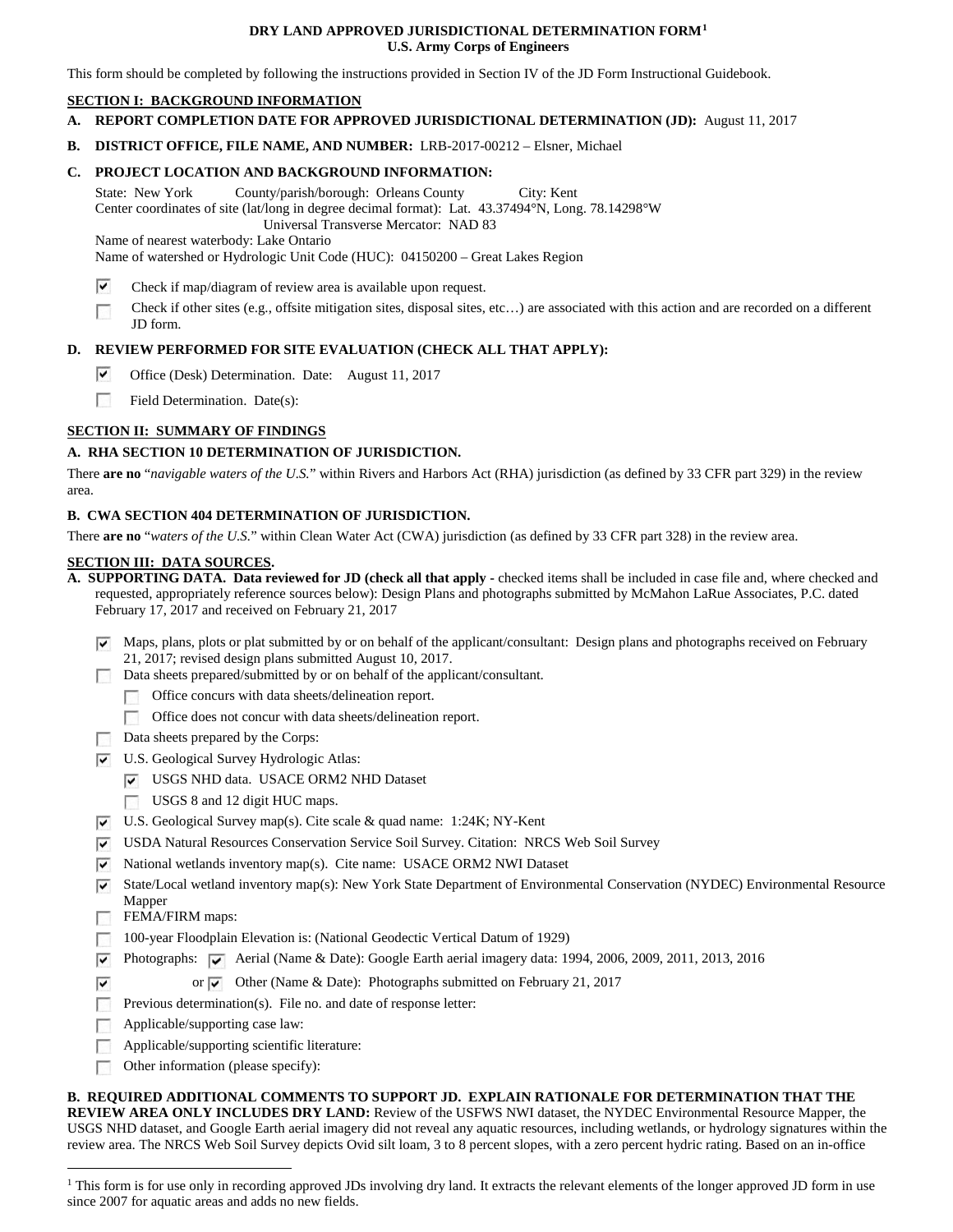# DRY LAND APPROVED JURISDICTIONAL DETERMINATION FORM[1]
**U.S. Army Corps of Engineers**

This form should be completed by following the instructions provided in Section IV of the JD Form Instructional Guidebook.

## SECTION I: BACKGROUND INFORMATION

**A. REPORT COMPLETION DATE FOR APPROVED JURISDICTIONAL DETERMINATION (JD):** August 11, 2017

**B. DISTRICT OFFICE, FILE NAME, AND NUMBER:** LRB-2017-00212 – Elsner, Michael

**C. PROJECT LOCATION AND BACKGROUND INFORMATION:**

State: New York County/parish/borough: Orleans County City: Kent
Center coordinates of site (lat/long in degree decimal format): Lat. 43.37494°N, Long. 78.14298°W
Universal Transverse Mercator: NAD 83
Name of nearest waterbody: Lake Ontario
Name of watershed or Hydrologic Unit Code (HUC): 04150200 – Great Lakes Region

- [x] Check if map/diagram of review area is available upon request.
- [ ] Check if other sites (e.g., offsite mitigation sites, disposal sites, etc…) are associated with this action and are recorded on a different JD form.

**D. REVIEW PERFORMED FOR SITE EVALUATION (CHECK ALL THAT APPLY):**

- [x] Office (Desk) Determination. Date: August 11, 2017
- [ ] Field Determination. Date(s):

## SECTION II: SUMMARY OF FINDINGS

**A. RHA SECTION 10 DETERMINATION OF JURISDICTION.**

There **are no** "*navigable waters of the U.S.*" within Rivers and Harbors Act (RHA) jurisdiction (as defined by 33 CFR part 329) in the review area.

**B. CWA SECTION 404 DETERMINATION OF JURISDICTION.**

There **are no** "*waters of the U.S.*" within Clean Water Act (CWA) jurisdiction (as defined by 33 CFR part 328) in the review area.

## SECTION III: DATA SOURCES.

**A. SUPPORTING DATA. Data reviewed for JD (check all that apply -** checked items shall be included in case file and, where checked and requested, appropriately reference sources below): Design Plans and photographs submitted by McMahon LaRue Associates, P.C. dated February 17, 2017 and received on February 21, 2017

- [x] Maps, plans, plots or plat submitted by or on behalf of the applicant/consultant: Design plans and photographs received on February 21, 2017; revised design plans submitted August 10, 2017.
- [ ] Data sheets prepared/submitted by or on behalf of the applicant/consultant.
  - [ ] Office concurs with data sheets/delineation report.
  - [ ] Office does not concur with data sheets/delineation report.
- [ ] Data sheets prepared by the Corps:
- [x] U.S. Geological Survey Hydrologic Atlas:
  - [x] USGS NHD data. USACE ORM2 NHD Dataset
  - [ ] USGS 8 and 12 digit HUC maps.
- [x] U.S. Geological Survey map(s). Cite scale & quad name: 1:24K; NY-Kent
- [x] USDA Natural Resources Conservation Service Soil Survey. Citation: NRCS Web Soil Survey
- [x] National wetlands inventory map(s). Cite name: USACE ORM2 NWI Dataset
- [x] State/Local wetland inventory map(s): New York State Department of Environmental Conservation (NYDEC) Environmental Resource Mapper
- [ ] FEMA/FIRM maps:
- [ ] 100-year Floodplain Elevation is: (National Geodectic Vertical Datum of 1929)
- [x] Photographs: [x] Aerial (Name & Date): Google Earth aerial imagery data: 1994, 2006, 2009, 2011, 2013, 2016
- [x] or [x] Other (Name & Date): Photographs submitted on February 21, 2017
- [ ] Previous determination(s). File no. and date of response letter:
- [ ] Applicable/supporting case law:
- [ ] Applicable/supporting scientific literature:
- [ ] Other information (please specify):

**B. REQUIRED ADDITIONAL COMMENTS TO SUPPORT JD. EXPLAIN RATIONALE FOR DETERMINATION THAT THE REVIEW AREA ONLY INCLUDES DRY LAND:** Review of the USFWS NWI dataset, the NYDEC Environmental Resource Mapper, the USGS NHD dataset, and Google Earth aerial imagery did not reveal any aquatic resources, including wetlands, or hydrology signatures within the review area. The NRCS Web Soil Survey depicts Ovid silt loam, 3 to 8 percent slopes, with a zero percent hydric rating. Based on an in-office

[1] This form is for use only in recording approved JDs involving dry land. It extracts the relevant elements of the longer approved JD form in use since 2007 for aquatic areas and adds no new fields.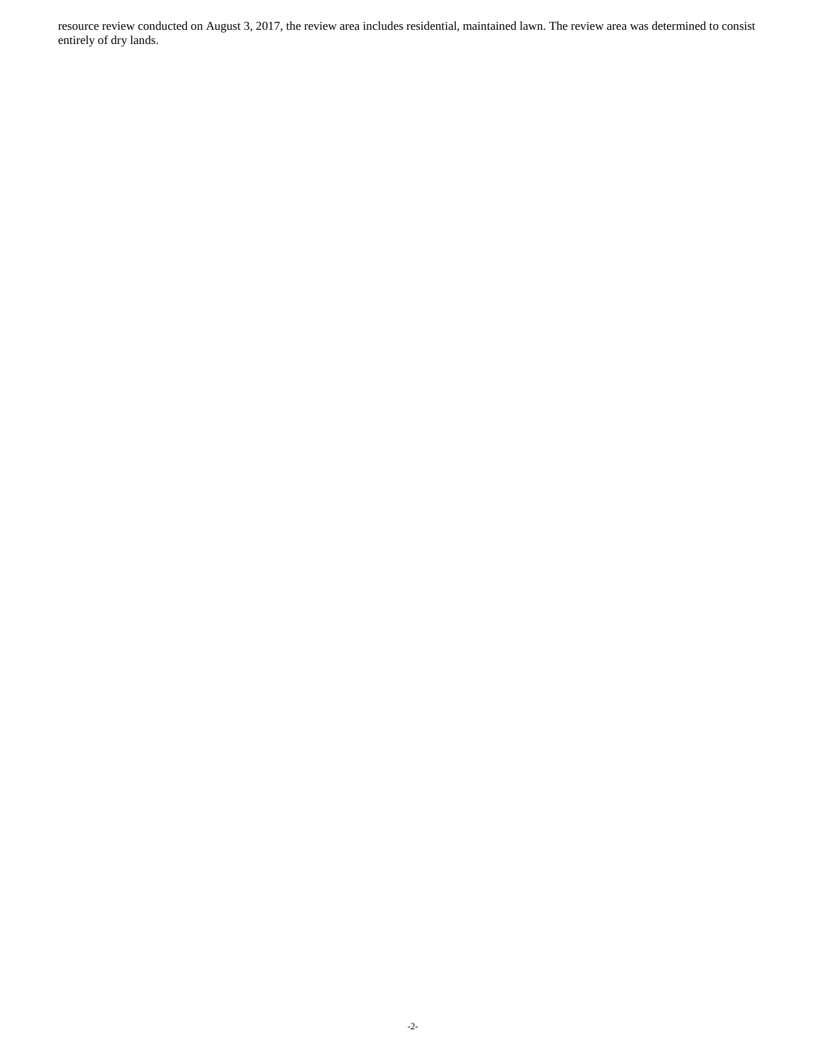resource review conducted on August 3, 2017, the review area includes residential, maintained lawn. The review area was determined to consist entirely of dry lands.